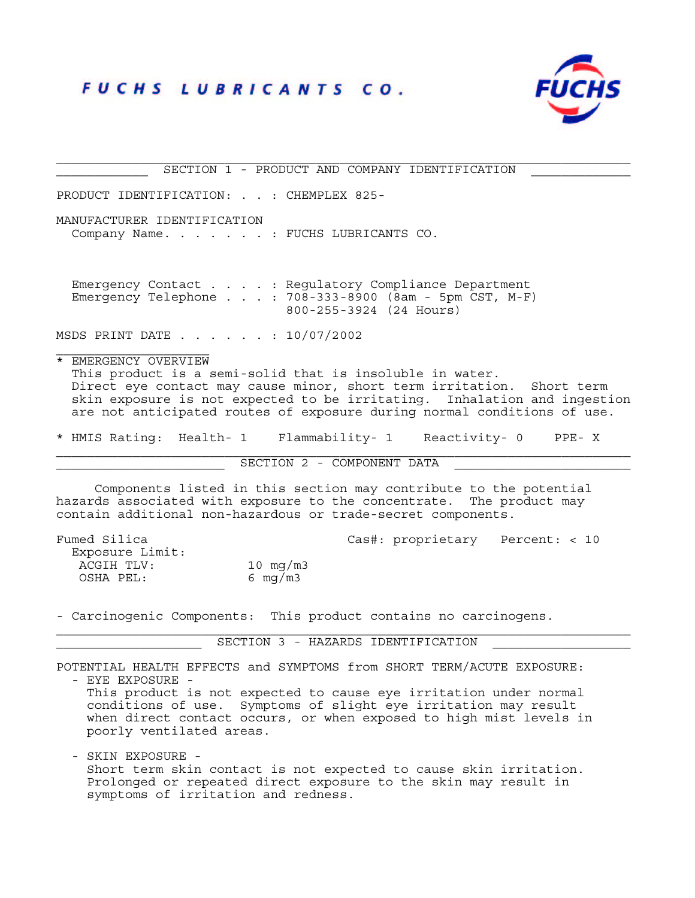# FUCHS LUBRICANTS CO.

## SECTION 1 - PRODUCT AND COMPANY IDENTIFICATION

PRODUCT IDENTIFICATION: . . . : CHEMPLEX 825-

MANUFACTURER IDENTIFICATION
Company Name. . . . . . . . : FUCHS LUBRICANTS CO.

Emergency Contact . . . . . : Regulatory Compliance Department
Emergency Telephone . . . . : 708-333-8900 (8am - 5pm CST, M-F)
800-255-3924 (24 Hours)

MSDS PRINT DATE . . . . . . . : 10/07/2002

* EMERGENCY OVERVIEW
This product is a semi-solid that is insoluble in water. Direct eye contact may cause minor, short term irritation. Short term skin exposure is not expected to be irritating. Inhalation and ingestion are not anticipated routes of exposure during normal conditions of use.

* HMIS Rating: Health- 1 Flammability- 1 Reactivity- 0 PPE- X

## SECTION 2 - COMPONENT DATA

Components listed in this section may contribute to the potential hazards associated with exposure to the concentrate. The product may contain additional non-hazardous or trade-secret components.

Fumed Silica Cas#: proprietary Percent: < 10
Exposure Limit:
ACGIH TLV: 10 mg/m3
OSHA PEL: 6 mg/m3

- Carcinogenic Components: This product contains no carcinogens.

## SECTION 3 - HAZARDS IDENTIFICATION

POTENTIAL HEALTH EFFECTS and SYMPTOMS from SHORT TERM/ACUTE EXPOSURE:

- EYE EXPOSURE -
  This product is not expected to cause eye irritation under normal conditions of use. Symptoms of slight eye irritation may result when direct contact occurs, or when exposed to high mist levels in poorly ventilated areas.

- SKIN EXPOSURE -
  Short term skin contact is not expected to cause skin irritation. Prolonged or repeated direct exposure to the skin may result in symptoms of irritation and redness.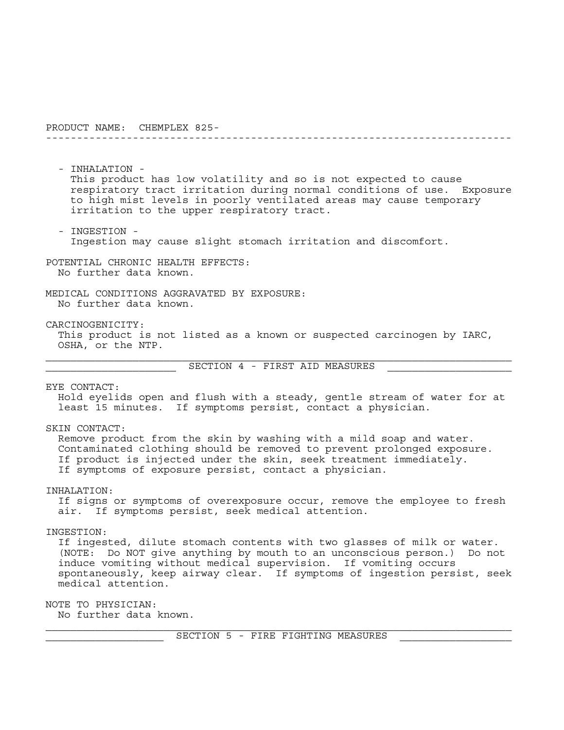PRODUCT NAME: CHEMPLEX 825-

- INHALATION -
  This product has low volatility and so is not expected to cause respiratory tract irritation during normal conditions of use. Exposure to high mist levels in poorly ventilated areas may cause temporary irritation to the upper respiratory tract.

- INGESTION -
  Ingestion may cause slight stomach irritation and discomfort.

POTENTIAL CHRONIC HEALTH EFFECTS:
No further data known.

MEDICAL CONDITIONS AGGRAVATED BY EXPOSURE:
No further data known.

CARCINOGENICITY:
This product is not listed as a known or suspected carcinogen by IARC, OSHA, or the NTP.

## SECTION 4 - FIRST AID MEASURES

EYE CONTACT:
Hold eyelids open and flush with a steady, gentle stream of water for at least 15 minutes. If symptoms persist, contact a physician.

SKIN CONTACT:
Remove product from the skin by washing with a mild soap and water. Contaminated clothing should be removed to prevent prolonged exposure. If product is injected under the skin, seek treatment immediately. If symptoms of exposure persist, contact a physician.

INHALATION:
If signs or symptoms of overexposure occur, remove the employee to fresh air. If symptoms persist, seek medical attention.

INGESTION:
If ingested, dilute stomach contents with two glasses of milk or water. (NOTE: Do NOT give anything by mouth to an unconscious person.) Do not induce vomiting without medical supervision. If vomiting occurs spontaneously, keep airway clear. If symptoms of ingestion persist, seek medical attention.

NOTE TO PHYSICIAN:
No further data known.

## SECTION 5 - FIRE FIGHTING MEASURES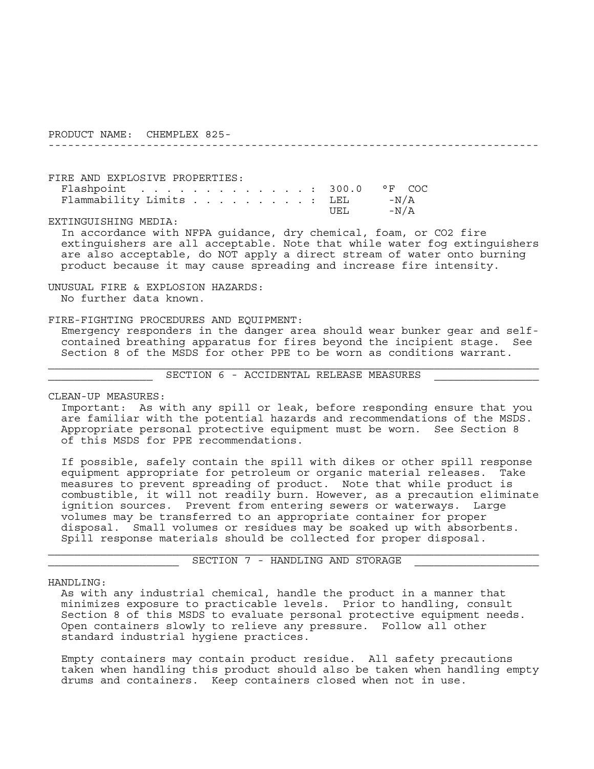PRODUCT NAME: CHEMPLEX 825-

---

FIRE AND EXPLOSIVE PROPERTIES:

| | | |
|---|---|---|
| Flashpoint | 300.0 | °F COC |
| Flammability Limits | LEL | -N/A |
| | UEL | -N/A |

EXTINGUISHING MEDIA:
In accordance with NFPA guidance, dry chemical, foam, or $CO_2$ fire extinguishers are all acceptable. Note that while water fog extinguishers are also acceptable, do NOT apply a direct stream of water onto burning product because it may cause spreading and increase fire intensity.

UNUSUAL FIRE & EXPLOSION HAZARDS:
No further data known.

FIRE-FIGHTING PROCEDURES AND EQUIPMENT:
Emergency responders in the danger area should wear bunker gear and self-contained breathing apparatus for fires beyond the incipient stage. See Section 8 of the MSDS for other PPE to be worn as conditions warrant.

## SECTION 6 - ACCIDENTAL RELEASE MEASURES

CLEAN-UP MEASURES:
Important: As with any spill or leak, before responding ensure that you are familiar with the potential hazards and recommendations of the MSDS. Appropriate personal protective equipment must be worn. See Section 8 of this MSDS for PPE recommendations.

If possible, safely contain the spill with dikes or other spill response equipment appropriate for petroleum or organic material releases. Take measures to prevent spreading of product. Note that while product is combustible, it will not readily burn. However, as a precaution eliminate ignition sources. Prevent from entering sewers or waterways. Large volumes may be transferred to an appropriate container for proper disposal. Small volumes or residues may be soaked up with absorbents. Spill response materials should be collected for proper disposal.

## SECTION 7 - HANDLING AND STORAGE

HANDLING:
As with any industrial chemical, handle the product in a manner that minimizes exposure to practicable levels. Prior to handling, consult Section 8 of this MSDS to evaluate personal protective equipment needs. Open containers slowly to relieve any pressure. Follow all other standard industrial hygiene practices.

Empty containers may contain product residue. All safety precautions taken when handling this product should also be taken when handling empty drums and containers. Keep containers closed when not in use.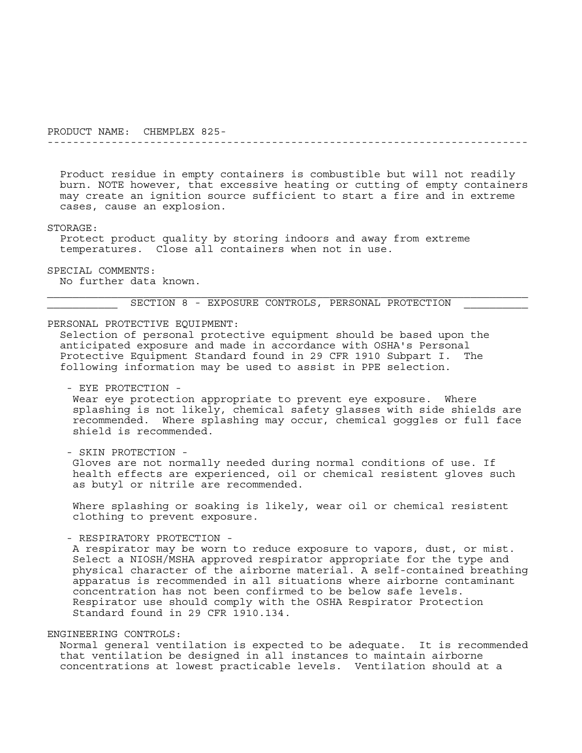PRODUCT NAME: CHEMPLEX 825-

Product residue in empty containers is combustible but will not readily burn. NOTE however, that excessive heating or cutting of empty containers may create an ignition source sufficient to start a fire and in extreme cases, cause an explosion.

STORAGE:
Protect product quality by storing indoors and away from extreme temperatures. Close all containers when not in use.

SPECIAL COMMENTS:
No further data known.

## SECTION 8 - EXPOSURE CONTROLS, PERSONAL PROTECTION

PERSONAL PROTECTIVE EQUIPMENT:
Selection of personal protective equipment should be based upon the anticipated exposure and made in accordance with OSHA's Personal Protective Equipment Standard found in 29 CFR 1910 Subpart I. The following information may be used to assist in PPE selection.

- EYE PROTECTION -
Wear eye protection appropriate to prevent eye exposure. Where splashing is not likely, chemical safety glasses with side shields are recommended. Where splashing may occur, chemical goggles or full face shield is recommended.

- SKIN PROTECTION -
Gloves are not normally needed during normal conditions of use. If health effects are experienced, oil or chemical resistent gloves such as butyl or nitrile are recommended.

Where splashing or soaking is likely, wear oil or chemical resistent clothing to prevent exposure.

- RESPIRATORY PROTECTION -
A respirator may be worn to reduce exposure to vapors, dust, or mist. Select a NIOSH/MSHA approved respirator appropriate for the type and physical character of the airborne material. A self-contained breathing apparatus is recommended in all situations where airborne contaminant concentration has not been confirmed to be below safe levels. Respirator use should comply with the OSHA Respirator Protection Standard found in 29 CFR 1910.134.

ENGINEERING CONTROLS:
Normal general ventilation is expected to be adequate. It is recommended that ventilation be designed in all instances to maintain airborne concentrations at lowest practicable levels. Ventilation should at a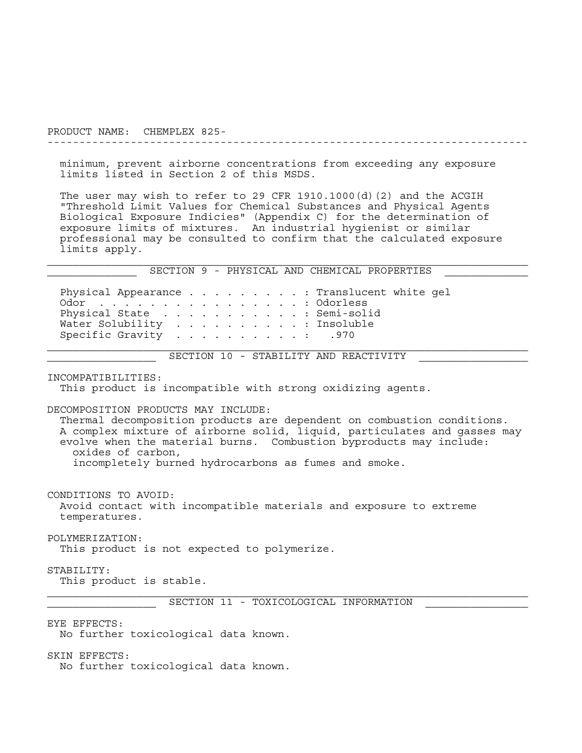minimum, prevent airborne concentrations from exceeding any exposure limits listed in Section 2 of this MSDS.

The user may wish to refer to 29 CFR 1910.1000(d)(2) and the ACGIH "Threshold Limit Values for Chemical Substances and Physical Agents Biological Exposure Indicies" (Appendix C) for the determination of exposure limits of mixtures. An industrial hygienist or similar professional may be consulted to confirm that the calculated exposure limits apply.

## SECTION 9 - PHYSICAL AND CHEMICAL PROPERTIES

| Property | Value |
|---|---|
| Physical Appearance | Translucent white gel |
| Odor | Odorless |
| Physical State | Semi-solid |
| Water Solubility | Insoluble |
| Specific Gravity | .970 |

## SECTION 10 - STABILITY AND REACTIVITY

INCOMPATIBILITIES:
This product is incompatible with strong oxidizing agents.

DECOMPOSITION PRODUCTS MAY INCLUDE:
Thermal decomposition products are dependent on combustion conditions. A complex mixture of airborne solid, liquid, particulates and gasses may evolve when the material burns. Combustion byproducts may include:
- oxides of carbon,
- incompletely burned hydrocarbons as fumes and smoke.

CONDITIONS TO AVOID:
Avoid contact with incompatible materials and exposure to extreme temperatures.

POLYMERIZATION:
This product is not expected to polymerize.

STABILITY:
This product is stable.

## SECTION 11 - TOXICOLOGICAL INFORMATION

EYE EFFECTS:
No further toxicological data known.

SKIN EFFECTS:
No further toxicological data known.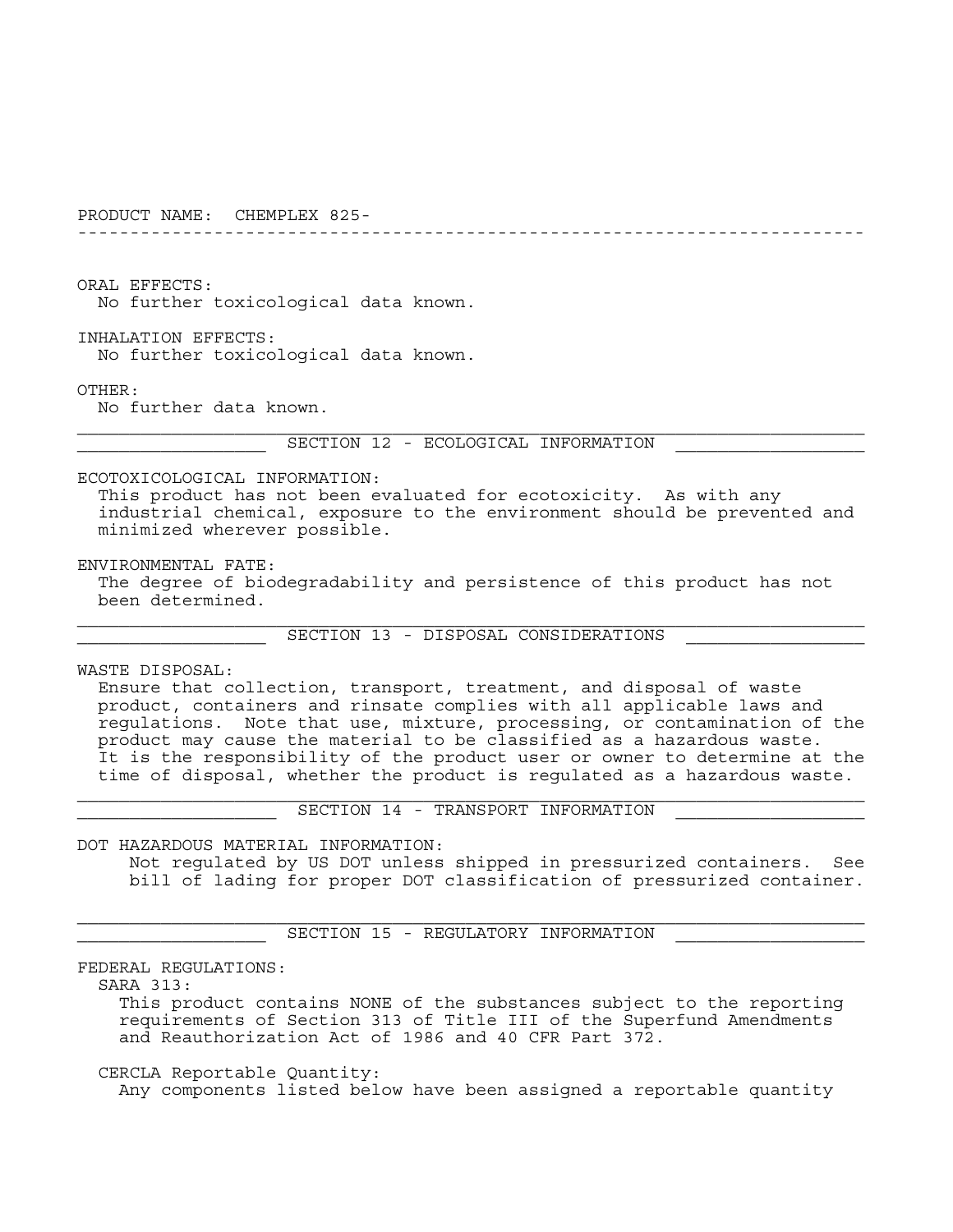PRODUCT NAME: CHEMPLEX 825-

ORAL EFFECTS:
No further toxicological data known.

INHALATION EFFECTS:
No further toxicological data known.

OTHER:
No further data known.

## SECTION 12 - ECOLOGICAL INFORMATION

ECOTOXICOLOGICAL INFORMATION:
This product has not been evaluated for ecotoxicity. As with any industrial chemical, exposure to the environment should be prevented and minimized wherever possible.

ENVIRONMENTAL FATE:
The degree of biodegradability and persistence of this product has not been determined.

## SECTION 13 - DISPOSAL CONSIDERATIONS

WASTE DISPOSAL:
Ensure that collection, transport, treatment, and disposal of waste product, containers and rinsate complies with all applicable laws and regulations. Note that use, mixture, processing, or contamination of the product may cause the material to be classified as a hazardous waste. It is the responsibility of the product user or owner to determine at the time of disposal, whether the product is regulated as a hazardous waste.

## SECTION 14 - TRANSPORT INFORMATION

DOT HAZARDOUS MATERIAL INFORMATION:
Not regulated by US DOT unless shipped in pressurized containers. See bill of lading for proper DOT classification of pressurized container.

## SECTION 15 - REGULATORY INFORMATION

FEDERAL REGULATIONS:

SARA 313:
This product contains NONE of the substances subject to the reporting requirements of Section 313 of Title III of the Superfund Amendments and Reauthorization Act of 1986 and 40 CFR Part 372.

CERCLA Reportable Quantity:
Any components listed below have been assigned a reportable quantity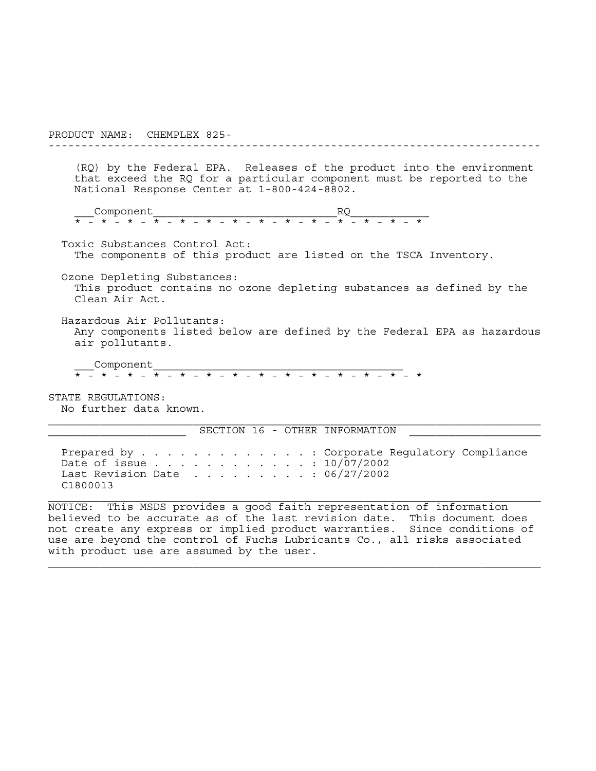PRODUCT NAME: CHEMPLEX 825-

(RQ) by the Federal EPA. Releases of the product into the environment that exceed the RQ for a particular component must be reported to the National Response Center at 1-800-424-8802.

| Component | RQ |
|---|---|

Toxic Substances Control Act:
The components of this product are listed on the TSCA Inventory.

Ozone Depleting Substances:
This product contains no ozone depleting substances as defined by the Clean Air Act.

Hazardous Air Pollutants:
Any components listed below are defined by the Federal EPA as hazardous air pollutants.

| Component |
|---|

STATE REGULATIONS:
No further data known.

## SECTION 16 - OTHER INFORMATION

Prepared by . . . . . . . . . . . . . : Corporate Regulatory Compliance
Date of issue . . . . . . . . . . . . : 10/07/2002
Last Revision Date . . . . . . . . . : 06/27/2002
C1800013

NOTICE: This MSDS provides a good faith representation of information believed to be accurate as of the last revision date. This document does not create any express or implied product warranties. Since conditions of use are beyond the control of Fuchs Lubricants Co., all risks associated with product use are assumed by the user.